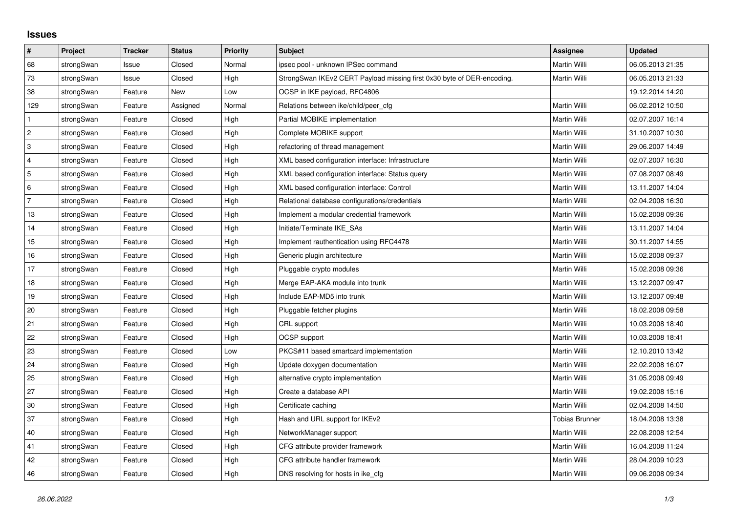## Issues

| # | Project | Tracker | Status | Priority | Subject | Assignee | Updated |
| --- | --- | --- | --- | --- | --- | --- | --- |
| 68 | strongSwan | Issue | Closed | Normal | ipsec pool - unknown IPSec command | Martin Willi | 06.05.2013 21:35 |
| 73 | strongSwan | Issue | Closed | High | StrongSwan IKEv2 CERT Payload missing first 0x30 byte of DER-encoding. | Martin Willi | 06.05.2013 21:33 |
| 38 | strongSwan | Feature | New | Low | OCSP in IKE payload, RFC4806 | | 19.12.2014 14:20 |
| 129 | strongSwan | Feature | Assigned | Normal | Relations between ike/child/peer_cfg | Martin Willi | 06.02.2012 10:50 |
| 1 | strongSwan | Feature | Closed | High | Partial MOBIKE implementation | Martin Willi | 02.07.2007 16:14 |
| 2 | strongSwan | Feature | Closed | High | Complete MOBIKE support | Martin Willi | 31.10.2007 10:30 |
| 3 | strongSwan | Feature | Closed | High | refactoring of thread management | Martin Willi | 29.06.2007 14:49 |
| 4 | strongSwan | Feature | Closed | High | XML based configuration interface: Infrastructure | Martin Willi | 02.07.2007 16:30 |
| 5 | strongSwan | Feature | Closed | High | XML based configuration interface: Status query | Martin Willi | 07.08.2007 08:49 |
| 6 | strongSwan | Feature | Closed | High | XML based configuration interface: Control | Martin Willi | 13.11.2007 14:04 |
| 7 | strongSwan | Feature | Closed | High | Relational database configurations/credentials | Martin Willi | 02.04.2008 16:30 |
| 13 | strongSwan | Feature | Closed | High | Implement a modular credential framework | Martin Willi | 15.02.2008 09:36 |
| 14 | strongSwan | Feature | Closed | High | Initiate/Terminate IKE_SAs | Martin Willi | 13.11.2007 14:04 |
| 15 | strongSwan | Feature | Closed | High | Implement rauthentication using RFC4478 | Martin Willi | 30.11.2007 14:55 |
| 16 | strongSwan | Feature | Closed | High | Generic plugin architecture | Martin Willi | 15.02.2008 09:37 |
| 17 | strongSwan | Feature | Closed | High | Pluggable crypto modules | Martin Willi | 15.02.2008 09:36 |
| 18 | strongSwan | Feature | Closed | High | Merge EAP-AKA module into trunk | Martin Willi | 13.12.2007 09:47 |
| 19 | strongSwan | Feature | Closed | High | Include EAP-MD5 into trunk | Martin Willi | 13.12.2007 09:48 |
| 20 | strongSwan | Feature | Closed | High | Pluggable fetcher plugins | Martin Willi | 18.02.2008 09:58 |
| 21 | strongSwan | Feature | Closed | High | CRL support | Martin Willi | 10.03.2008 18:40 |
| 22 | strongSwan | Feature | Closed | High | OCSP support | Martin Willi | 10.03.2008 18:41 |
| 23 | strongSwan | Feature | Closed | Low | PKCS#11 based smartcard implementation | Martin Willi | 12.10.2010 13:42 |
| 24 | strongSwan | Feature | Closed | High | Update doxygen documentation | Martin Willi | 22.02.2008 16:07 |
| 25 | strongSwan | Feature | Closed | High | alternative crypto implementation | Martin Willi | 31.05.2008 09:49 |
| 27 | strongSwan | Feature | Closed | High | Create a database API | Martin Willi | 19.02.2008 15:16 |
| 30 | strongSwan | Feature | Closed | High | Certificate caching | Martin Willi | 02.04.2008 14:50 |
| 37 | strongSwan | Feature | Closed | High | Hash and URL support for IKEv2 | Tobias Brunner | 18.04.2008 13:38 |
| 40 | strongSwan | Feature | Closed | High | NetworkManager support | Martin Willi | 22.08.2008 12:54 |
| 41 | strongSwan | Feature | Closed | High | CFG attribute provider framework | Martin Willi | 16.04.2008 11:24 |
| 42 | strongSwan | Feature | Closed | High | CFG attribute handler framework | Martin Willi | 28.04.2009 10:23 |
| 46 | strongSwan | Feature | Closed | High | DNS resolving for hosts in ike_cfg | Martin Willi | 09.06.2008 09:34 |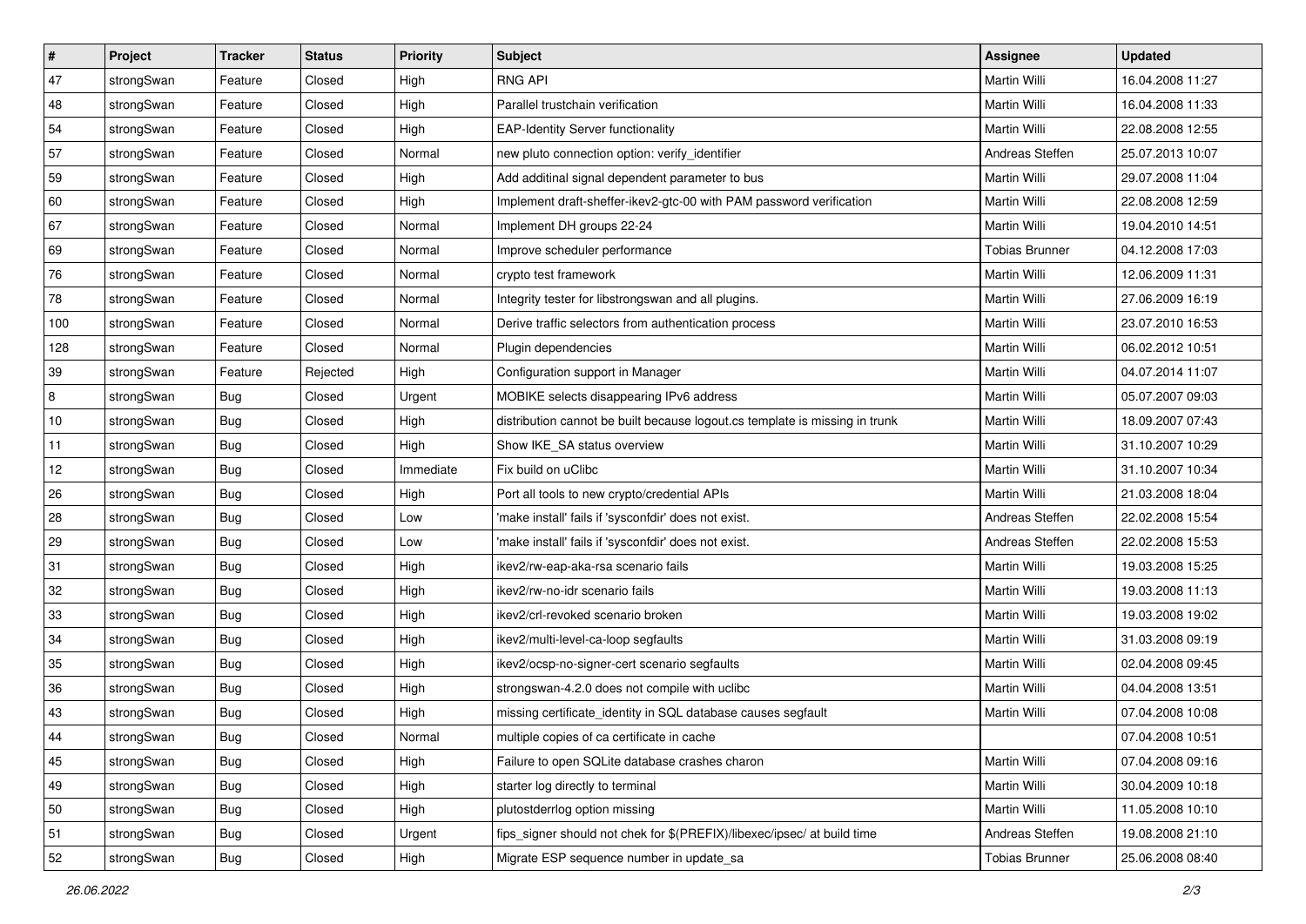| # | Project | Tracker | Status | Priority | Subject | Assignee | Updated |
|---|---|---|---|---|---|---|---|
| 47 | strongSwan | Feature | Closed | High | RNG API | Martin Willi | 16.04.2008 11:27 |
| 48 | strongSwan | Feature | Closed | High | Parallel trustchain verification | Martin Willi | 16.04.2008 11:33 |
| 54 | strongSwan | Feature | Closed | High | EAP-Identity Server functionality | Martin Willi | 22.08.2008 12:55 |
| 57 | strongSwan | Feature | Closed | Normal | new pluto connection option: verify_identifier | Andreas Steffen | 25.07.2013 10:07 |
| 59 | strongSwan | Feature | Closed | High | Add additinal signal dependent parameter to bus | Martin Willi | 29.07.2008 11:04 |
| 60 | strongSwan | Feature | Closed | High | Implement draft-sheffer-ikev2-gtc-00 with PAM password verification | Martin Willi | 22.08.2008 12:59 |
| 67 | strongSwan | Feature | Closed | Normal | Implement DH groups 22-24 | Martin Willi | 19.04.2010 14:51 |
| 69 | strongSwan | Feature | Closed | Normal | Improve scheduler performance | Tobias Brunner | 04.12.2008 17:03 |
| 76 | strongSwan | Feature | Closed | Normal | crypto test framework | Martin Willi | 12.06.2009 11:31 |
| 78 | strongSwan | Feature | Closed | Normal | Integrity tester for libstrongswan and all plugins. | Martin Willi | 27.06.2009 16:19 |
| 100 | strongSwan | Feature | Closed | Normal | Derive traffic selectors from authentication process | Martin Willi | 23.07.2010 16:53 |
| 128 | strongSwan | Feature | Closed | Normal | Plugin dependencies | Martin Willi | 06.02.2012 10:51 |
| 39 | strongSwan | Feature | Rejected | High | Configuration support in Manager | Martin Willi | 04.07.2014 11:07 |
| 8 | strongSwan | Bug | Closed | Urgent | MOBIKE selects disappearing IPv6 address | Martin Willi | 05.07.2007 09:03 |
| 10 | strongSwan | Bug | Closed | High | distribution cannot be built because logout.cs template is missing in trunk | Martin Willi | 18.09.2007 07:43 |
| 11 | strongSwan | Bug | Closed | High | Show IKE_SA status overview | Martin Willi | 31.10.2007 10:29 |
| 12 | strongSwan | Bug | Closed | Immediate | Fix build on uClibc | Martin Willi | 31.10.2007 10:34 |
| 26 | strongSwan | Bug | Closed | High | Port all tools to new crypto/credential APIs | Martin Willi | 21.03.2008 18:04 |
| 28 | strongSwan | Bug | Closed | Low | 'make install' fails if 'sysconfdir' does not exist. | Andreas Steffen | 22.02.2008 15:54 |
| 29 | strongSwan | Bug | Closed | Low | 'make install' fails if 'sysconfdir' does not exist. | Andreas Steffen | 22.02.2008 15:53 |
| 31 | strongSwan | Bug | Closed | High | ikev2/rw-eap-aka-rsa scenario fails | Martin Willi | 19.03.2008 15:25 |
| 32 | strongSwan | Bug | Closed | High | ikev2/rw-no-idr scenario fails | Martin Willi | 19.03.2008 11:13 |
| 33 | strongSwan | Bug | Closed | High | ikev2/crl-revoked scenario broken | Martin Willi | 19.03.2008 19:02 |
| 34 | strongSwan | Bug | Closed | High | ikev2/multi-level-ca-loop segfaults | Martin Willi | 31.03.2008 09:19 |
| 35 | strongSwan | Bug | Closed | High | ikev2/ocsp-no-signer-cert scenario segfaults | Martin Willi | 02.04.2008 09:45 |
| 36 | strongSwan | Bug | Closed | High | strongswan-4.2.0 does not compile with uclibc | Martin Willi | 04.04.2008 13:51 |
| 43 | strongSwan | Bug | Closed | High | missing certificate_identity in SQL database causes segfault | Martin Willi | 07.04.2008 10:08 |
| 44 | strongSwan | Bug | Closed | Normal | multiple copies of ca certificate in cache | | 07.04.2008 10:51 |
| 45 | strongSwan | Bug | Closed | High | Failure to open SQLite database crashes charon | Martin Willi | 07.04.2008 09:16 |
| 49 | strongSwan | Bug | Closed | High | starter log directly to terminal | Martin Willi | 30.04.2009 10:18 |
| 50 | strongSwan | Bug | Closed | High | plutostderrlog option missing | Martin Willi | 11.05.2008 10:10 |
| 51 | strongSwan | Bug | Closed | Urgent | fips_signer should not chek for $(PREFIX)/libexec/ipsec/ at build time | Andreas Steffen | 19.08.2008 21:10 |
| 52 | strongSwan | Bug | Closed | High | Migrate ESP sequence number in update_sa | Tobias Brunner | 25.06.2008 08:40 |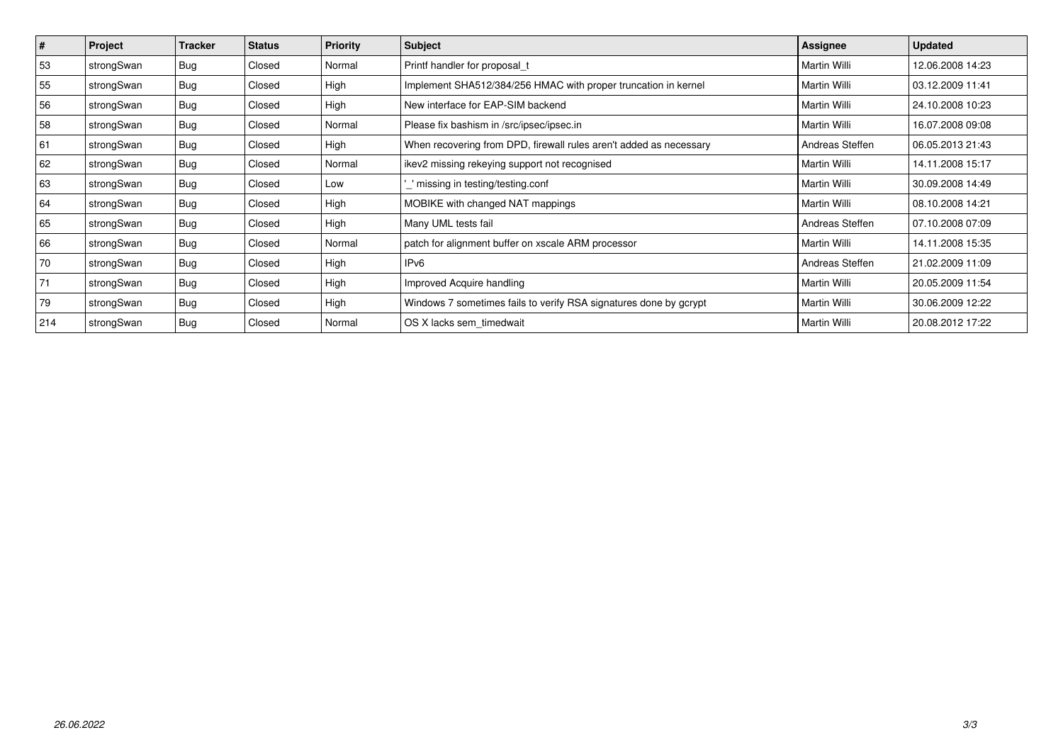| # | Project | Tracker | Status | Priority | Subject | Assignee | Updated |
|---|---|---|---|---|---|---|---|
| 53 | strongSwan | Bug | Closed | Normal | Printf handler for proposal_t | Martin Willi | 12.06.2008 14:23 |
| 55 | strongSwan | Bug | Closed | High | Implement SHA512/384/256 HMAC with proper truncation in kernel | Martin Willi | 03.12.2009 11:41 |
| 56 | strongSwan | Bug | Closed | High | New interface for EAP-SIM backend | Martin Willi | 24.10.2008 10:23 |
| 58 | strongSwan | Bug | Closed | Normal | Please fix bashism in /src/ipsec/ipsec.in | Martin Willi | 16.07.2008 09:08 |
| 61 | strongSwan | Bug | Closed | High | When recovering from DPD, firewall rules aren't added as necessary | Andreas Steffen | 06.05.2013 21:43 |
| 62 | strongSwan | Bug | Closed | Normal | ikev2 missing rekeying support not recognised | Martin Willi | 14.11.2008 15:17 |
| 63 | strongSwan | Bug | Closed | Low | '_' missing in testing/testing.conf | Martin Willi | 30.09.2008 14:49 |
| 64 | strongSwan | Bug | Closed | High | MOBIKE with changed NAT mappings | Martin Willi | 08.10.2008 14:21 |
| 65 | strongSwan | Bug | Closed | High | Many UML tests fail | Andreas Steffen | 07.10.2008 07:09 |
| 66 | strongSwan | Bug | Closed | Normal | patch for alignment buffer on xscale ARM processor | Martin Willi | 14.11.2008 15:35 |
| 70 | strongSwan | Bug | Closed | High | IPv6 | Andreas Steffen | 21.02.2009 11:09 |
| 71 | strongSwan | Bug | Closed | High | Improved Acquire handling | Martin Willi | 20.05.2009 11:54 |
| 79 | strongSwan | Bug | Closed | High | Windows 7 sometimes fails to verify RSA signatures done by gcrypt | Martin Willi | 30.06.2009 12:22 |
| 214 | strongSwan | Bug | Closed | Normal | OS X lacks sem_timedwait | Martin Willi | 20.08.2012 17:22 |